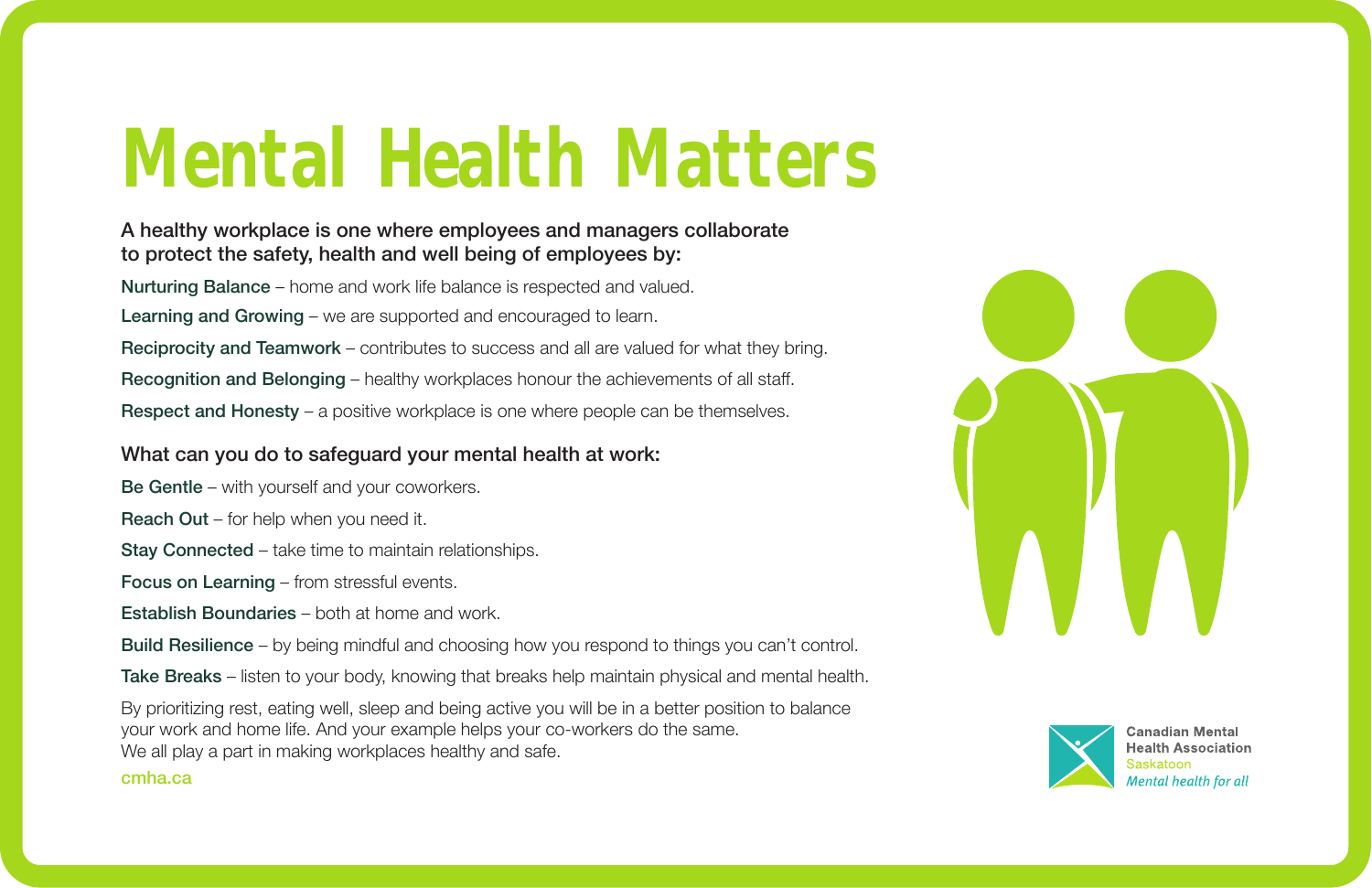# Mental Health Matters

**A healthy workplace is one where employees and managers collaborate to protect the safety, health and well being of employees by:**

**Nurturing Balance** – home and work life balance is respected and valued.

**Learning and Growing** – we are supported and encouraged to learn.

**Reciprocity and Teamwork** – contributes to success and all are valued for what they bring.

**Recognition and Belonging** – healthy workplaces honour the achievements of all staff.

**Respect and Honesty** – a positive workplace is one where people can be themselves.

**What can you do to safeguard your mental health at work:**

**Be Gentle** – with yourself and your coworkers.

**Reach Out** – for help when you need it.

**Stay Connected** – take time to maintain relationships.

**Focus on Learning** – from stressful events.

**Establish Boundaries** – both at home and work.

**Build Resilience** – by being mindful and choosing how you respond to things you can't control.

**Take Breaks** – listen to your body, knowing that breaks help maintain physical and mental health.

By prioritizing rest, eating well, sleep and being active you will be in a better position to balance your work and home life. And your example helps your co-workers do the same.
We all play a part in making workplaces healthy and safe.

cmha.ca

**Canadian Mental Health Association**
Saskatoon
*Mental health for all*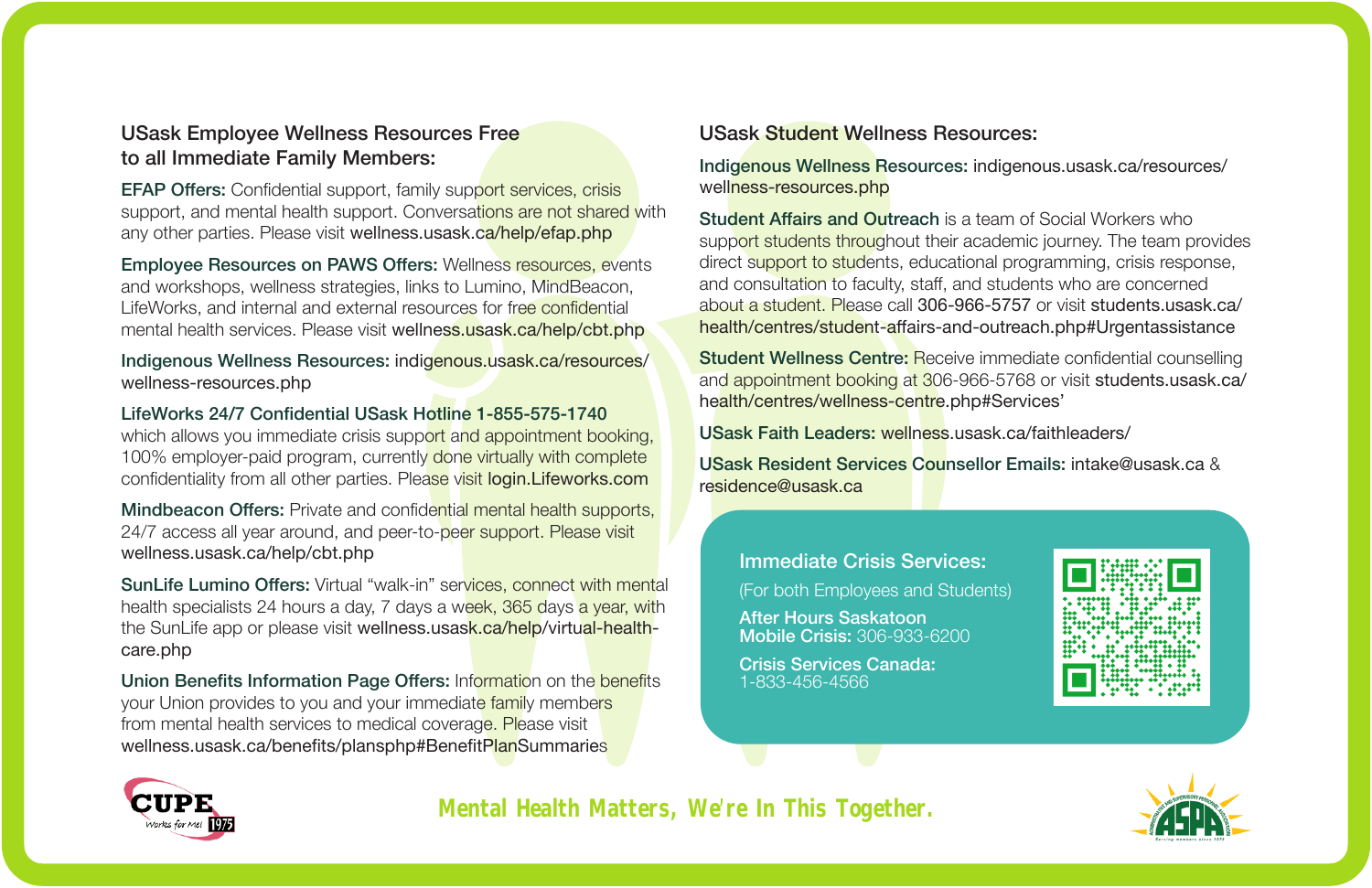## USask Employee Wellness Resources Free to all Immediate Family Members:

**EFAP Offers:** Confidential support, family support services, crisis support, and mental health support. Conversations are not shared with any other parties. Please visit wellness.usask.ca/help/efap.php

**Employee Resources on PAWS Offers:** Wellness resources, events and workshops, wellness strategies, links to Lumino, MindBeacon, LifeWorks, and internal and external resources for free confidential mental health services. Please visit wellness.usask.ca/help/cbt.php

**Indigenous Wellness Resources:** indigenous.usask.ca/resources/wellness-resources.php

**LifeWorks 24/7 Confidential USask Hotline 1-855-575-1740** which allows you immediate crisis support and appointment booking, 100% employer-paid program, currently done virtually with complete confidentiality from all other parties. Please visit login.Lifeworks.com

**Mindbeacon Offers:** Private and confidential mental health supports, 24/7 access all year around, and peer-to-peer support. Please visit wellness.usask.ca/help/cbt.php

**SunLife Lumino Offers:** Virtual "walk-in" services, connect with mental health specialists 24 hours a day, 7 days a week, 365 days a year, with the SunLife app or please visit wellness.usask.ca/help/virtual-health-care.php

**Union Benefits Information Page Offers:** Information on the benefits your Union provides to you and your immediate family members from mental health services to medical coverage. Please visit wellness.usask.ca/benefits/plansphp#BenefitPlanSummaries

## USask Student Wellness Resources:

**Indigenous Wellness Resources:** indigenous.usask.ca/resources/wellness-resources.php

**Student Affairs and Outreach** is a team of Social Workers who support students throughout their academic journey. The team provides direct support to students, educational programming, crisis response, and consultation to faculty, staff, and students who are concerned about a student. Please call 306-966-5757 or visit students.usask.ca/health/centres/student-affairs-and-outreach.php#Urgentassistance

**Student Wellness Centre:** Receive immediate confidential counselling and appointment booking at 306-966-5768 or visit students.usask.ca/health/centres/wellness-centre.php#Services'

**USask Faith Leaders:** wellness.usask.ca/faithleaders/

**USask Resident Services Counsellor Emails:** intake@usask.ca & residence@usask.ca

### Immediate Crisis Services:

(For both Employees and Students)

**After Hours Saskatoon Mobile Crisis:** 306-933-6200

**Crisis Services Canada:** 1-833-456-4566

CUPE Works for Me! 1975

**Mental Health Matters, We're In This Together.**

ASPA